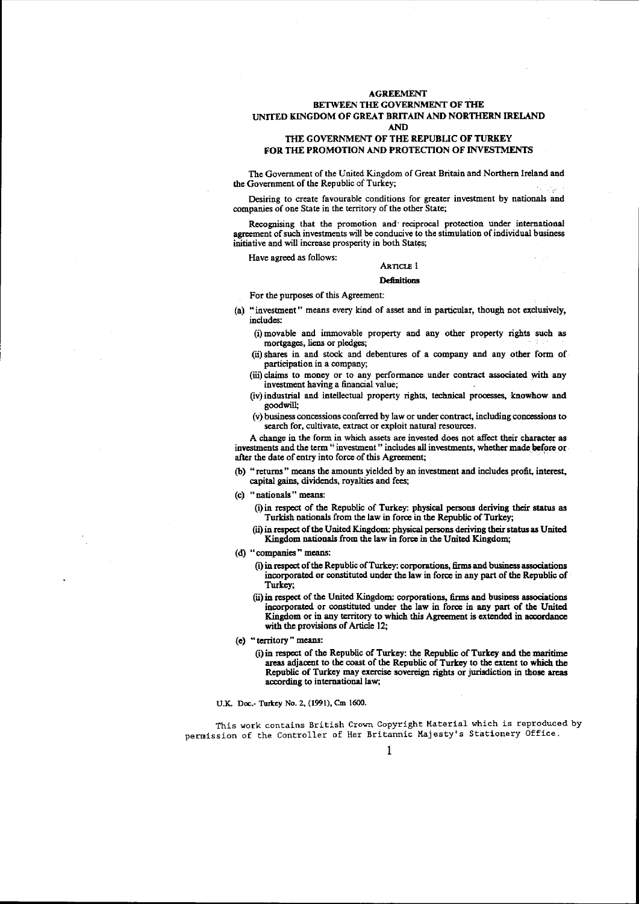# AGREEMENT
# BETWEEN THE GOVERNMENT OF THE UNITED KINGDOM OF GREAT BRITAIN AND NORTHERN IRELAND AND THE GOVERNMENT OF THE REPUBLIC OF TURKEY FOR THE PROMOTION AND PROTECTION OF INVESTMENTS

The Government of the United Kingdom of Great Britain and Northern Ireland and the Government of the Republic of Turkey;

Desiring to create favourable conditions for greater investment by nationals and companies of one State in the territory of the other State;

Recognising that the promotion and reciprocal protection under international agreement of such investments will be conducive to the stimulation of individual business initiative and will increase prosperity in both States;

Have agreed as follows:

## ARTICLE 1

### Definitions

For the purposes of this Agreement:

(a) "investment" means every kind of asset and in particular, though not exclusively, includes:

  (i) movable and immovable property and any other property rights such as mortgages, liens or pledges;

  (ii) shares in and stock and debentures of a company and any other form of participation in a company;

  (iii) claims to money or to any performance under contract associated with any investment having a financial value;

  (iv) industrial and intellectual property rights, technical processes, knowhow and goodwill;

  (v) business concessions conferred by law or under contract, including concessions to search for, cultivate, extract or exploit natural resources.

A change in the form in which assets are invested does not affect their character as investments and the term "investment" includes all investments, whether made before or after the date of entry into force of this Agreement;

(b) "returns" means the amounts yielded by an investment and includes profit, interest, capital gains, dividends, royalties and fees;

(c) "nationals" means:

  (i) in respect of the Republic of Turkey: physical persons deriving their status as Turkish nationals from the law in force in the Republic of Turkey;

  (ii) in respect of the United Kingdom: physical persons deriving their status as United Kingdom nationals from the law in force in the United Kingdom;

(d) "companies" means:

  (i) in respect of the Republic of Turkey: corporations, firms and business associations incorporated or constituted under the law in force in any part of the Republic of Turkey;

  (ii) in respect of the United Kingdom: corporations, firms and business associations incorporated or constituted under the law in force in any part of the United Kingdom or in any territory to which this Agreement is extended in accordance with the provisions of Article 12;

(e) "territory" means:

  (i) in respect of the Republic of Turkey: the Republic of Turkey and the maritime areas adjacent to the coast of the Republic of Turkey to the extent to which the Republic of Turkey may exercise sovereign rights or jurisdiction in those areas according to international law;

U.K. Doc.- Turkey No. 2, (1991), Cm 1600.

This work contains British Crown Copyright Material which is reproduced by permission of the Controller of Her Britannic Majesty's Stationery Office.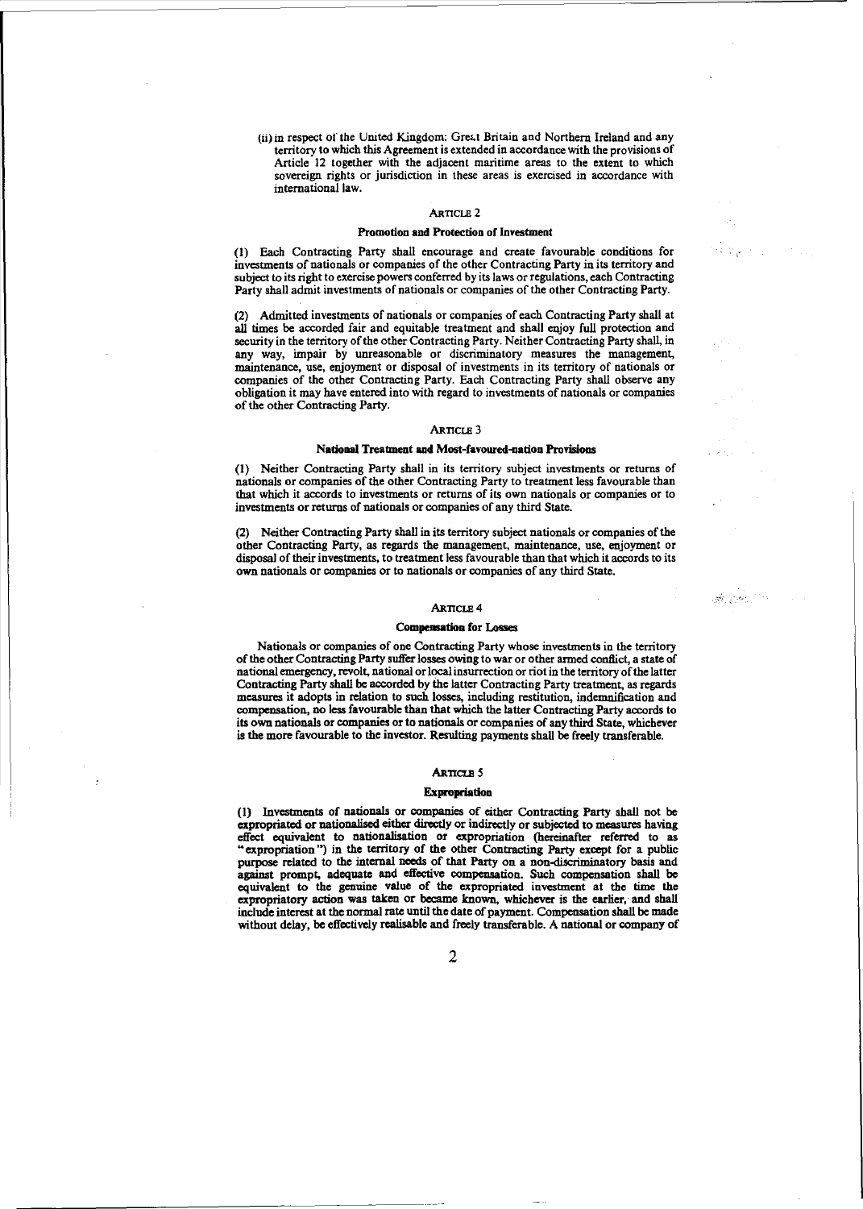(ii) in respect of the United Kingdom: Great Britain and Northern Ireland and any territory to which this Agreement is extended in accordance with the provisions of Article 12 together with the adjacent maritime areas to the extent to which sovereign rights or jurisdiction in these areas is exercised in accordance with international law.

## ARTICLE 2

### Promotion and Protection of Investment

(1) Each Contracting Party shall encourage and create favourable conditions for investments of nationals or companies of the other Contracting Party in its territory and subject to its right to exercise powers conferred by its laws or regulations, each Contracting Party shall admit investments of nationals or companies of the other Contracting Party.

(2) Admitted investments of nationals or companies of each Contracting Party shall at all times be accorded fair and equitable treatment and shall enjoy full protection and security in the territory of the other Contracting Party. Neither Contracting Party shall, in any way, impair by unreasonable or discriminatory measures the management, maintenance, use, enjoyment or disposal of investments in its territory of nationals or companies of the other Contracting Party. Each Contracting Party shall observe any obligation it may have entered into with regard to investments of nationals or companies of the other Contracting Party.

## ARTICLE 3

### National Treatment and Most-favoured-nation Provisions

(1) Neither Contracting Party shall in its territory subject investments or returns of nationals or companies of the other Contracting Party to treatment less favourable than that which it accords to investments or returns of its own nationals or companies or to investments or returns of nationals or companies of any third State.

(2) Neither Contracting Party shall in its territory subject nationals or companies of the other Contracting Party, as regards the management, maintenance, use, enjoyment or disposal of their investments, to treatment less favourable than that which it accords to its own nationals or companies or to nationals or companies of any third State.

## ARTICLE 4

### Compensation for Losses

Nationals or companies of one Contracting Party whose investments in the territory of the other Contracting Party suffer losses owing to war or other armed conflict, a state of national emergency, revolt, national or local insurrection or riot in the territory of the latter Contracting Party shall be accorded by the latter Contracting Party treatment, as regards measures it adopts in relation to such losses, including restitution, indemnification and compensation, no less favourable than that which the latter Contracting Party accords to its own nationals or companies or to nationals or companies of any third State, whichever is the more favourable to the investor. Resulting payments shall be freely transferable.

## ARTICLE 5

### Expropriation

(1) Investments of nationals or companies of either Contracting Party shall not be expropriated or nationalised either directly or indirectly or subjected to measures having effect equivalent to nationalisation or expropriation (hereinafter referred to as "expropriation") in the territory of the other Contracting Party except for a public purpose related to the internal needs of that Party on a non-discriminatory basis and against prompt, adequate and effective compensation. Such compensation shall be equivalent to the genuine value of the expropriated investment at the time the expropriatory action was taken or became known, whichever is the earlier, and shall include interest at the normal rate until the date of payment. Compensation shall be made without delay, be effectively realisable and freely transferable. A national or company of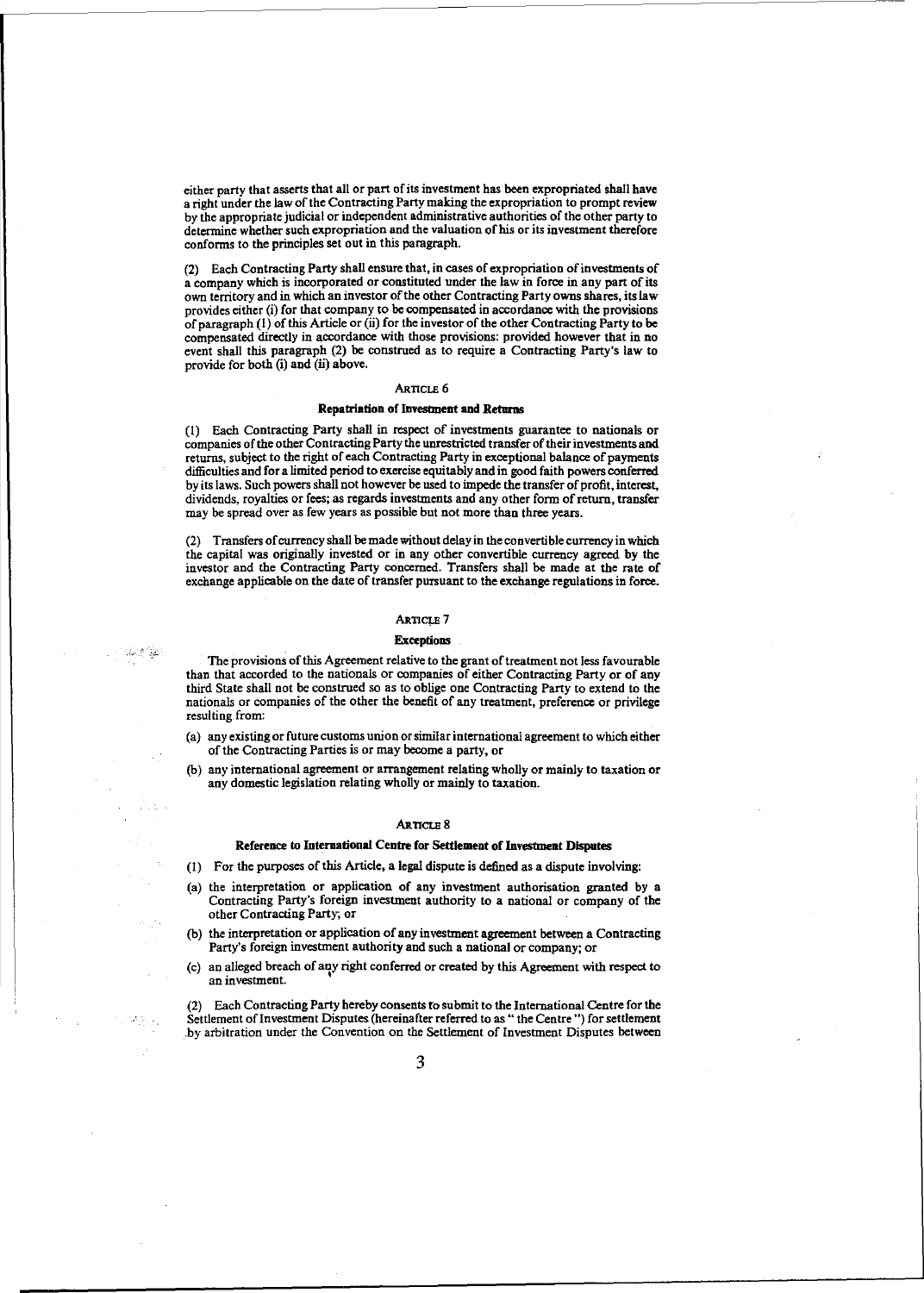either party that asserts that all or part of its investment has been expropriated shall have a right under the law of the Contracting Party making the expropriation to prompt review by the appropriate judicial or independent administrative authorities of the other party to determine whether such expropriation and the valuation of his or its investment therefore conforms to the principles set out in this paragraph.

(2) Each Contracting Party shall ensure that, in cases of expropriation of investments of a company which is incorporated or constituted under the law in force in any part of its own territory and in which an investor of the other Contracting Party owns shares, its law provides either (i) for that company to be compensated in accordance with the provisions of paragraph (1) of this Article or (ii) for the investor of the other Contracting Party to be compensated directly in accordance with those provisions: provided however that in no event shall this paragraph (2) be construed as to require a Contracting Party's law to provide for both (i) and (ii) above.

## ARTICLE 6

### Repatriation of Investment and Returns

(1) Each Contracting Party shall in respect of investments guarantee to nationals or companies of the other Contracting Party the unrestricted transfer of their investments and returns, subject to the right of each Contracting Party in exceptional balance of payments difficulties and for a limited period to exercise equitably and in good faith powers conferred by its laws. Such powers shall not however be used to impede the transfer of profit, interest, dividends, royalties or fees; as regards investments and any other form of return, transfer may be spread over as few years as possible but not more than three years.

(2) Transfers of currency shall be made without delay in the convertible currency in which the capital was originally invested or in any other convertible currency agreed by the investor and the Contracting Party concerned. Transfers shall be made at the rate of exchange applicable on the date of transfer pursuant to the exchange regulations in force.

## ARTICLE 7

### Exceptions

The provisions of this Agreement relative to the grant of treatment not less favourable than that accorded to the nationals or companies of either Contracting Party or of any third State shall not be construed so as to oblige one Contracting Party to extend to the nationals or companies of the other the benefit of any treatment, preference or privilege resulting from:

(a) any existing or future customs union or similar international agreement to which either of the Contracting Parties is or may become a party, or

(b) any international agreement or arrangement relating wholly or mainly to taxation or any domestic legislation relating wholly or mainly to taxation.

## ARTICLE 8

### Reference to International Centre for Settlement of Investment Disputes

(1) For the purposes of this Article, a legal dispute is defined as a dispute involving:

(a) the interpretation or application of any investment authorisation granted by a Contracting Party's foreign investment authority to a national or company of the other Contracting Party; or

(b) the interpretation or application of any investment agreement between a Contracting Party's foreign investment authority and such a national or company; or

(c) an alleged breach of any right conferred or created by this Agreement with respect to an investment.

(2) Each Contracting Party hereby consents to submit to the International Centre for the Settlement of Investment Disputes (hereinafter referred to as "the Centre") for settlement by arbitration under the Convention on the Settlement of Investment Disputes between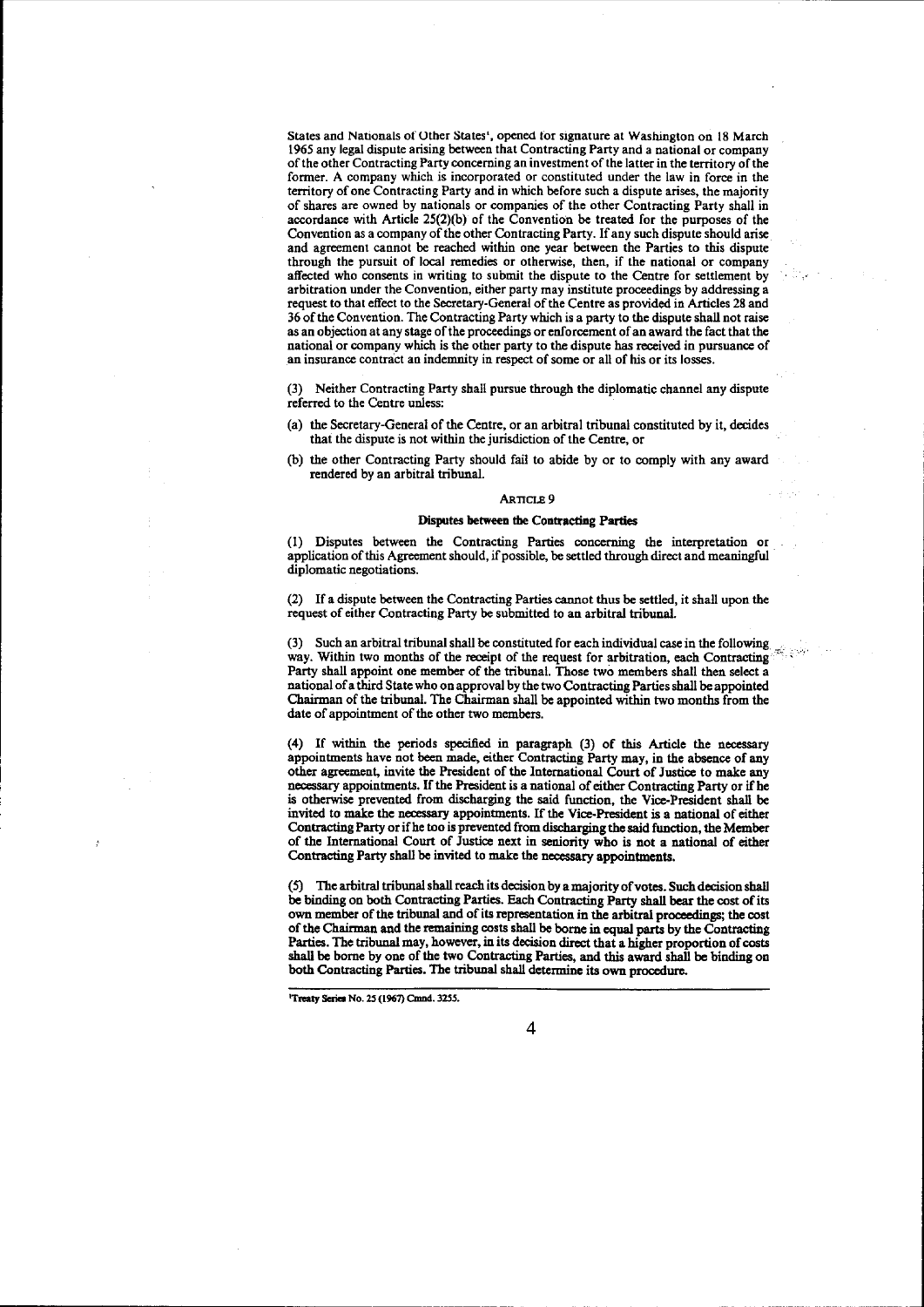States and Nationals of Other States[1], opened for signature at Washington on 18 March 1965 any legal dispute arising between that Contracting Party and a national or company of the other Contracting Party concerning an investment of the latter in the territory of the former. A company which is incorporated or constituted under the law in force in the territory of one Contracting Party and in which before such a dispute arises, the majority of shares are owned by nationals or companies of the other Contracting Party shall in accordance with Article 25(2)(b) of the Convention be treated for the purposes of the Convention as a company of the other Contracting Party. If any such dispute should arise and agreement cannot be reached within one year between the Parties to this dispute through the pursuit of local remedies or otherwise, then, if the national or company affected who consents in writing to submit the dispute to the Centre for settlement by arbitration under the Convention, either party may institute proceedings by addressing a request to that effect to the Secretary-General of the Centre as provided in Articles 28 and 36 of the Convention. The Contracting Party which is a party to the dispute shall not raise as an objection at any stage of the proceedings or enforcement of an award the fact that the national or company which is the other party to the dispute has received in pursuance of an insurance contract an indemnity in respect of some or all of his or its losses.

(3) Neither Contracting Party shall pursue through the diplomatic channel any dispute referred to the Centre unless:

(a) the Secretary-General of the Centre, or an arbitral tribunal constituted by it, decides that the dispute is not within the jurisdiction of the Centre, or

(b) the other Contracting Party should fail to abide by or to comply with any award rendered by an arbitral tribunal.

## Article 9

### Disputes between the Contracting Parties

(1) Disputes between the Contracting Parties concerning the interpretation or application of this Agreement should, if possible, be settled through direct and meaningful diplomatic negotiations.

(2) If a dispute between the Contracting Parties cannot thus be settled, it shall upon the request of either Contracting Party be submitted to an arbitral tribunal.

(3) Such an arbitral tribunal shall be constituted for each individual case in the following way. Within two months of the receipt of the request for arbitration, each Contracting Party shall appoint one member of the tribunal. Those two members shall then select a national of a third State who on approval by the two Contracting Parties shall be appointed Chairman of the tribunal. The Chairman shall be appointed within two months from the date of appointment of the other two members.

(4) If within the periods specified in paragraph (3) of this Article the necessary appointments have not been made, either Contracting Party may, in the absence of any other agreement, invite the President of the International Court of Justice to make any necessary appointments. If the President is a national of either Contracting Party or if he is otherwise prevented from discharging the said function, the Vice-President shall be invited to make the necessary appointments. If the Vice-President is a national of either Contracting Party or if he too is prevented from discharging the said function, the Member of the International Court of Justice next in seniority who is not a national of either Contracting Party shall be invited to make the necessary appointments.

(5) The arbitral tribunal shall reach its decision by a majority of votes. Such decision shall be binding on both Contracting Parties. Each Contracting Party shall bear the cost of its own member of the tribunal and of its representation in the arbitral proceedings; the cost of the Chairman and the remaining costs shall be borne in equal parts by the Contracting Parties. The tribunal may, however, in its decision direct that a higher proportion of costs shall be borne by one of the two Contracting Parties, and this award shall be binding on both Contracting Parties. The tribunal shall determine its own procedure.

[1] Treaty Series No. 25 (1967) Cmnd. 3255.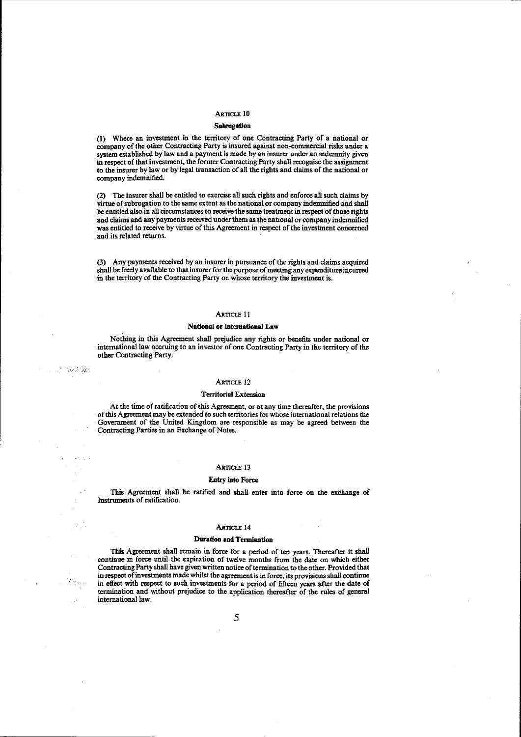## Article 10

### Subrogation

(1) Where an investment in the territory of one Contracting Party of a national or company of the other Contracting Party is insured against non-commercial risks under a system established by law and a payment is made by an insurer under an indemnity given in respect of that investment, the former Contracting Party shall recognise the assignment to the insurer by law or by legal transaction of all the rights and claims of the national or company indemnified.

(2) The insurer shall be entitled to exercise all such rights and enforce all such claims by virtue of subrogation to the same extent as the national or company indemnified and shall be entitled also in all circumstances to receive the same treatment in respect of those rights and claims and any payments received under them as the national or company indemnified was entitled to receive by virtue of this Agreement in respect of the investment concerned and its related returns.

(3) Any payments received by an insurer in pursuance of the rights and claims acquired shall be freely available to that insurer for the purpose of meeting any expenditure incurred in the territory of the Contracting Party on whose territory the investment is.

## Article 11

### National or International Law

Nothing in this Agreement shall prejudice any rights or benefits under national or international law accruing to an investor of one Contracting Party in the territory of the other Contracting Party.

## Article 12

### Territorial Extension

At the time of ratification of this Agreement, or at any time thereafter, the provisions of this Agreement may be extended to such territories for whose international relations the Government of the United Kingdom are responsible as may be agreed between the Contracting Parties in an Exchange of Notes.

## Article 13

### Entry into Force

This Agreement shall be ratified and shall enter into force on the exchange of Instruments of ratification.

## Article 14

### Duration and Termination

This Agreement shall remain in force for a period of ten years. Thereafter it shall continue in force until the expiration of twelve months from the date on which either Contracting Party shall have given written notice of termination to the other. Provided that in respect of investments made whilst the agreement is in force, its provisions shall continue in effect with respect to such investments for a period of fifteen years after the date of termination and without prejudice to the application thereafter of the rules of general international law.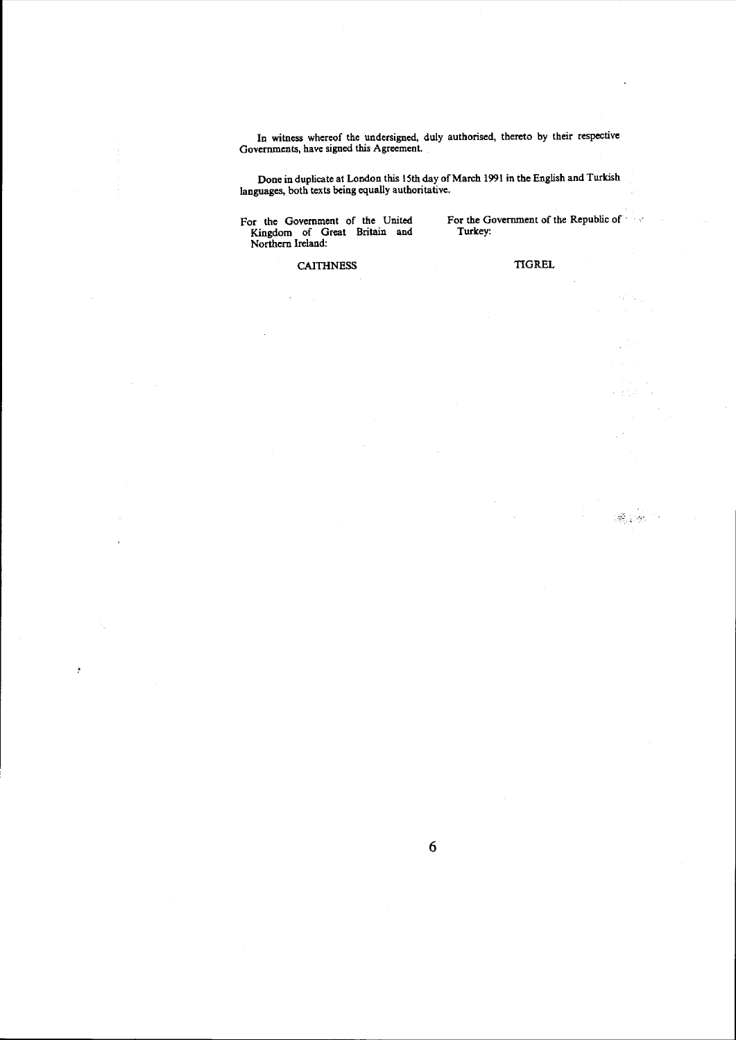In witness whereof the undersigned, duly authorised, thereto by their respective Governments, have signed this Agreement.

Done in duplicate at London this 15th day of March 1991 in the English and Turkish languages, both texts being equally authoritative.

| | |
|---|---|
| For the Government of the United Kingdom of Great Britain and Northern Ireland: | For the Government of the Republic of Turkey: |
| CAITHNESS | TIGREL |